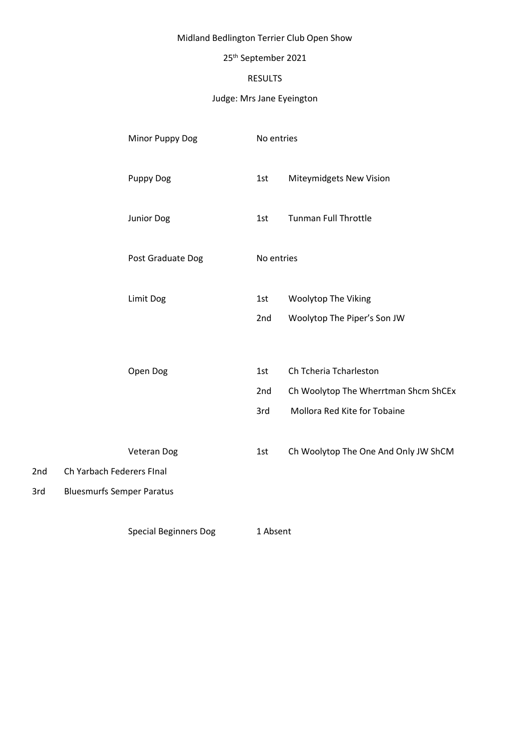Midland Bedlington Terrier Club Open Show

25th September 2021

RESULTS

Judge: Mrs Jane Eyeington

| Class | Place | Exhibit |
|---|---|---|
| Minor Puppy Dog | No entries | |
| Puppy Dog | 1st | Miteymidgets New Vision |
| Junior Dog | 1st | Tunman Full Throttle |
| Post Graduate Dog | No entries | |
| Limit Dog | 1st | Woolytop The Viking |
| | 2nd | Woolytop The Piper's Son JW |
| Open Dog | 1st | Ch Tcheria Tcharleston |
| | 2nd | Ch Woolytop The Wherrtman Shcm ShCEx |
| | 3rd | Mollora Red Kite for Tobaine |
| Veteran Dog | 1st | Ch Woolytop The One And Only JW ShCM |
| | 2nd | Ch Yarbach Federers FInal |
| | 3rd | Bluesmurfs Semper Paratus |
| Special Beginners Dog | 1 Absent | |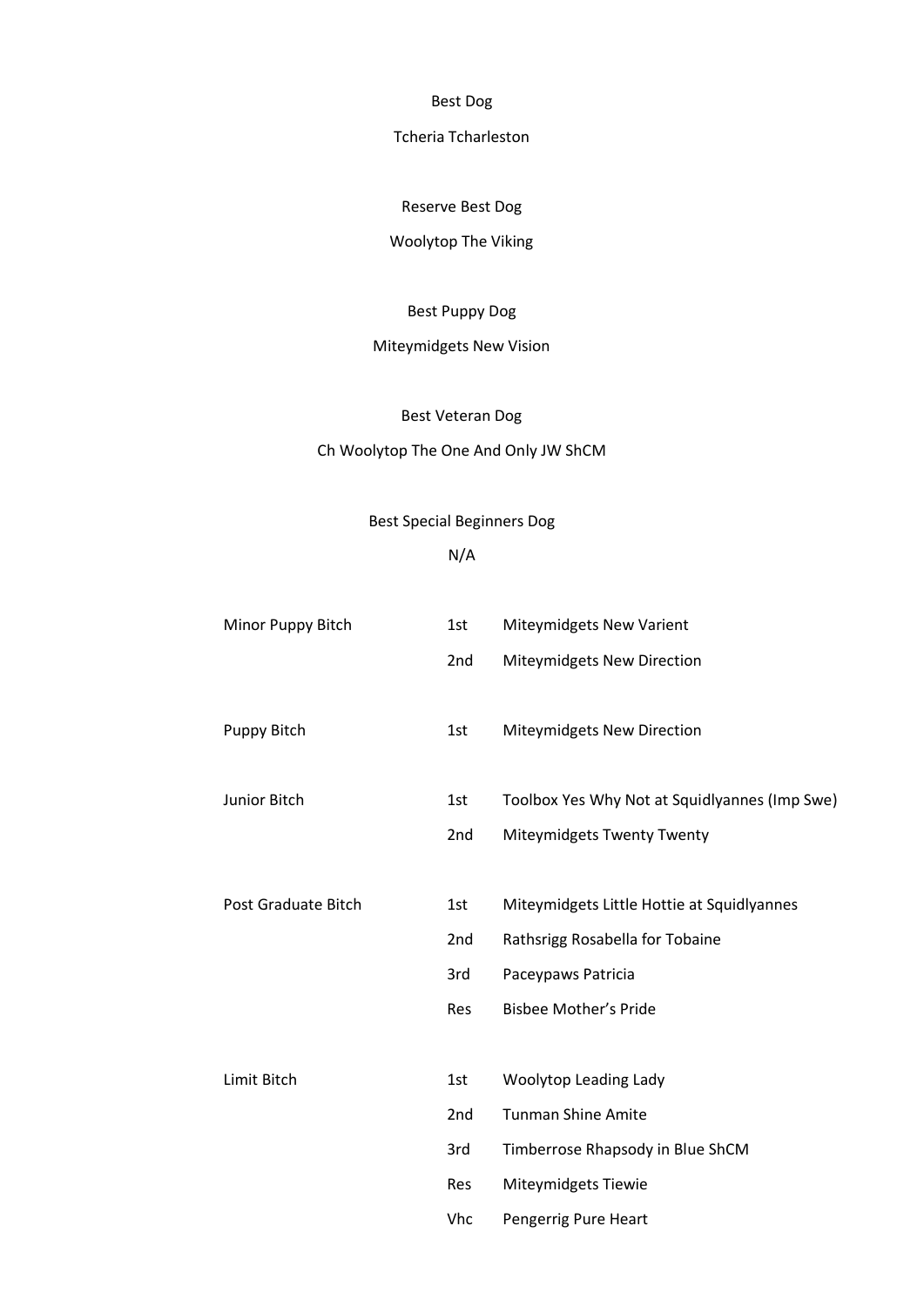Best Dog

Tcheria Tcharleston

Reserve Best Dog

Woolytop The Viking

Best Puppy Dog

Miteymidgets New Vision

Best Veteran Dog

Ch Woolytop The One And Only JW ShCM

Best Special Beginners Dog

N/A

| | | |
|---|---|---|
| Minor Puppy Bitch | 1st | Miteymidgets New Varient |
| | 2nd | Miteymidgets New Direction |
| Puppy Bitch | 1st | Miteymidgets New Direction |
| Junior Bitch | 1st | Toolbox Yes Why Not at Squidlyannes (Imp Swe) |
| | 2nd | Miteymidgets Twenty Twenty |
| Post Graduate Bitch | 1st | Miteymidgets Little Hottie at Squidlyannes |
| | 2nd | Rathsrigg Rosabella for Tobaine |
| | 3rd | Paceypaws Patricia |
| | Res | Bisbee Mother's Pride |
| Limit Bitch | 1st | Woolytop Leading Lady |
| | 2nd | Tunman Shine Amite |
| | 3rd | Timberrose Rhapsody in Blue ShCM |
| | Res | Miteymidgets Tiewie |
| | Vhc | Pengerrig Pure Heart |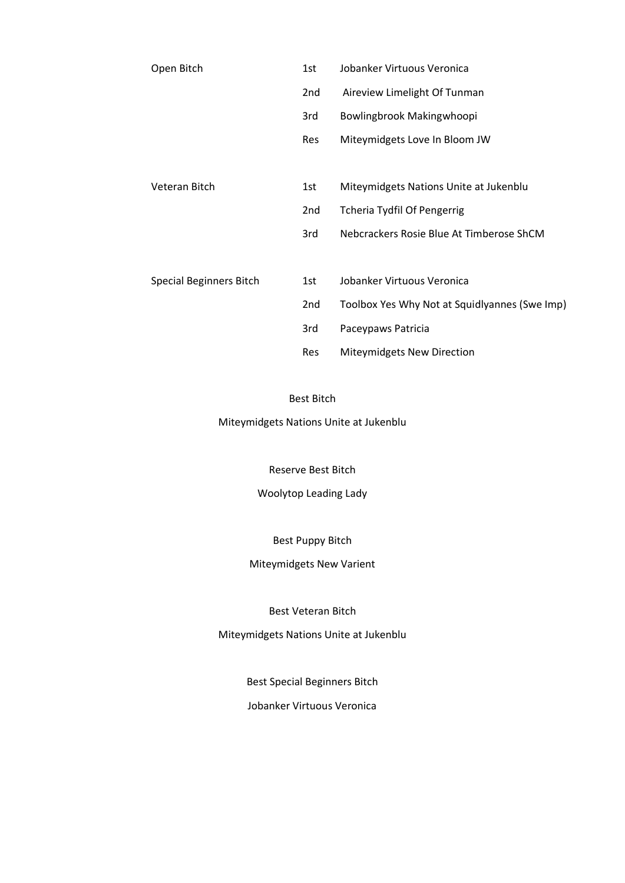| | | |
|---|---|---|
| Open Bitch | 1st | Jobanker Virtuous Veronica |
| | 2nd | Aireview Limelight Of Tunman |
| | 3rd | Bowlingbrook Makingwhoopi |
| | Res | Miteymidgets Love In Bloom JW |
| Veteran Bitch | 1st | Miteymidgets Nations Unite at Jukenblu |
| | 2nd | Tcheria Tydfil Of Pengerrig |
| | 3rd | Nebcrackers Rosie Blue At Timberose ShCM |
| Special Beginners Bitch | 1st | Jobanker Virtuous Veronica |
| | 2nd | Toolbox Yes Why Not at Squidlyannes (Swe Imp) |
| | 3rd | Paceypaws Patricia |
| | Res | Miteymidgets New Direction |

Best Bitch

Miteymidgets Nations Unite at Jukenblu

Reserve Best Bitch

Woolytop Leading Lady

Best Puppy Bitch

Miteymidgets New Varient

Best Veteran Bitch

Miteymidgets Nations Unite at Jukenblu

Best Special Beginners Bitch

Jobanker Virtuous Veronica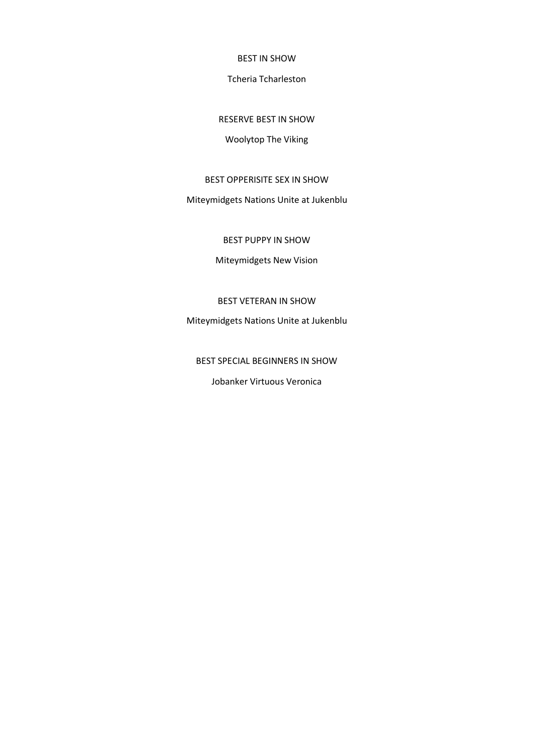BEST IN SHOW

Tcheria Tcharleston

RESERVE BEST IN SHOW

Woolytop The Viking

BEST OPPERISITE SEX IN SHOW

Miteymidgets Nations Unite at Jukenblu

BEST PUPPY IN SHOW

Miteymidgets New Vision

BEST VETERAN IN SHOW

Miteymidgets Nations Unite at Jukenblu

BEST SPECIAL BEGINNERS IN SHOW

Jobanker Virtuous Veronica